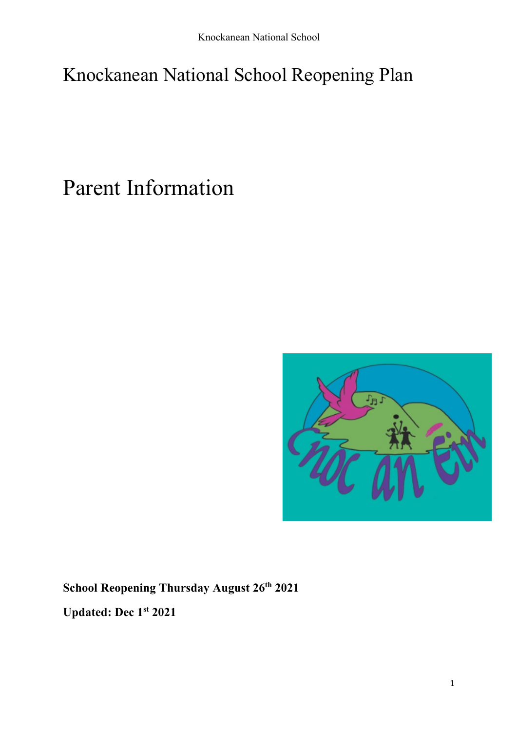# Knockanean National School Reopening Plan

# Parent Information

**School Reopening Thursday August 26th 2021**

**Updated: Dec 1st 2021**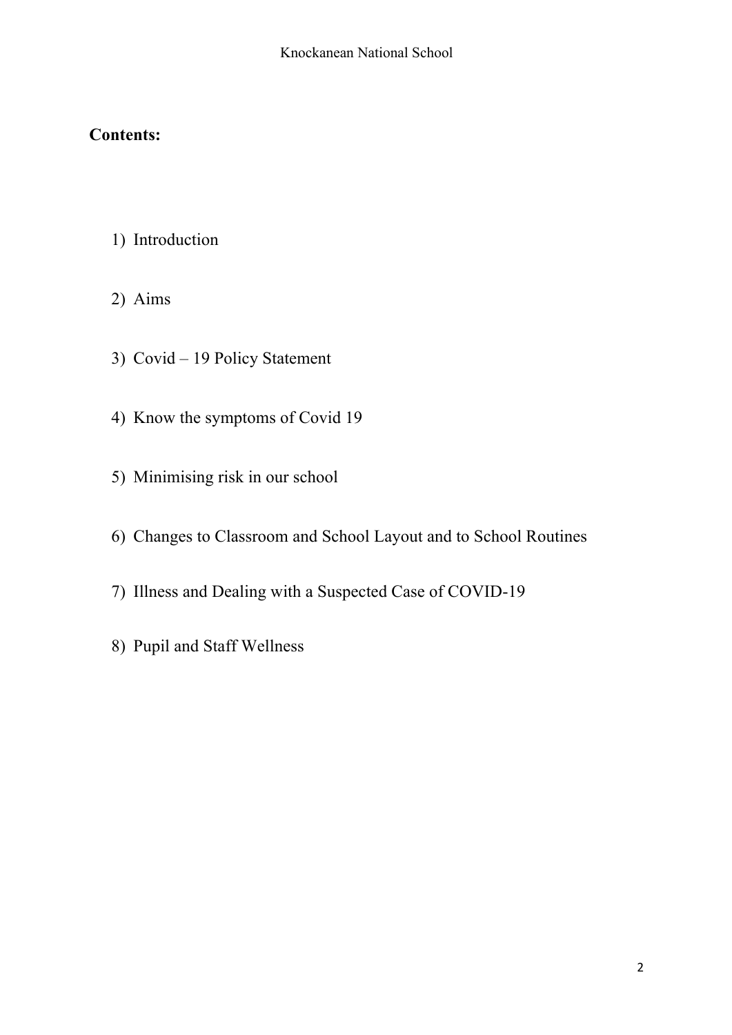**Contents:**

1) Introduction

2) Aims

3) Covid – 19 Policy Statement

4) Know the symptoms of Covid 19

5) Minimising risk in our school

6) Changes to Classroom and School Layout and to School Routines

7) Illness and Dealing with a Suspected Case of COVID-19

8) Pupil and Staff Wellness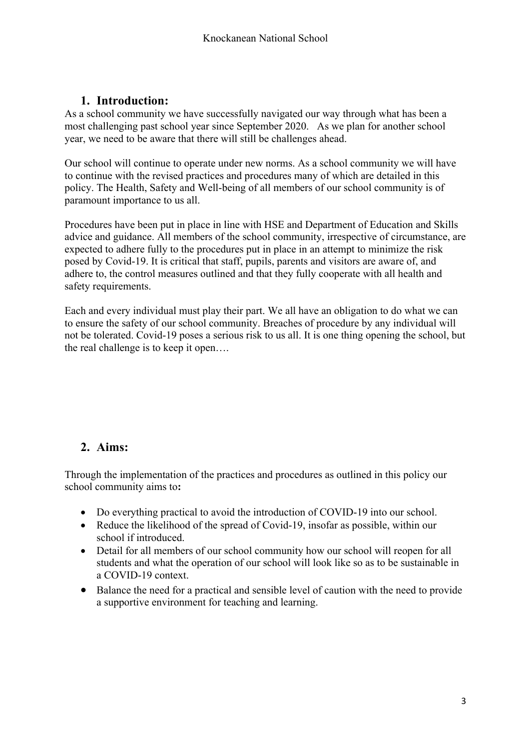## 1. Introduction:

As a school community we have successfully navigated our way through what has been a most challenging past school year since September 2020. As we plan for another school year, we need to be aware that there will still be challenges ahead.

Our school will continue to operate under new norms. As a school community we will have to continue with the revised practices and procedures many of which are detailed in this policy. The Health, Safety and Well-being of all members of our school community is of paramount importance to us all.

Procedures have been put in place in line with HSE and Department of Education and Skills advice and guidance. All members of the school community, irrespective of circumstance, are expected to adhere fully to the procedures put in place in an attempt to minimize the risk posed by Covid-19. It is critical that staff, pupils, parents and visitors are aware of, and adhere to, the control measures outlined and that they fully cooperate with all health and safety requirements.

Each and every individual must play their part. We all have an obligation to do what we can to ensure the safety of our school community. Breaches of procedure by any individual will not be tolerated. Covid-19 poses a serious risk to us all. It is one thing opening the school, but the real challenge is to keep it open….

## 2. Aims:

Through the implementation of the practices and procedures as outlined in this policy our school community aims to**:**

- Do everything practical to avoid the introduction of COVID-19 into our school.
- Reduce the likelihood of the spread of Covid-19, insofar as possible, within our school if introduced.
- Detail for all members of our school community how our school will reopen for all students and what the operation of our school will look like so as to be sustainable in a COVID-19 context.
- Balance the need for a practical and sensible level of caution with the need to provide a supportive environment for teaching and learning.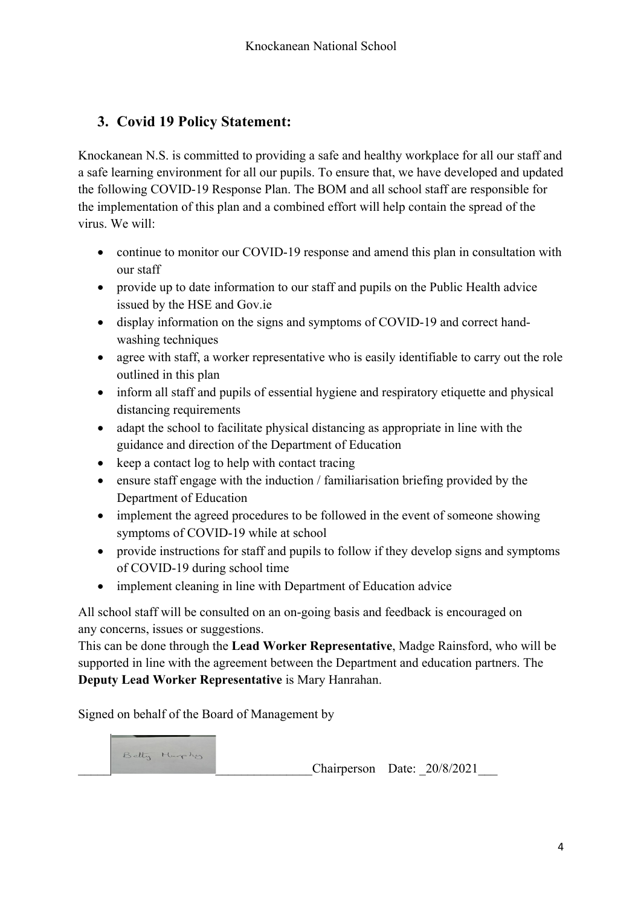## 3. Covid 19 Policy Statement:

Knockanean N.S. is committed to providing a safe and healthy workplace for all our staff and a safe learning environment for all our pupils. To ensure that, we have developed and updated the following COVID-19 Response Plan. The BOM and all school staff are responsible for the implementation of this plan and a combined effort will help contain the spread of the virus. We will:

- continue to monitor our COVID-19 response and amend this plan in consultation with our staff
- provide up to date information to our staff and pupils on the Public Health advice issued by the HSE and Gov.ie
- display information on the signs and symptoms of COVID-19 and correct hand-washing techniques
- agree with staff, a worker representative who is easily identifiable to carry out the role outlined in this plan
- inform all staff and pupils of essential hygiene and respiratory etiquette and physical distancing requirements
- adapt the school to facilitate physical distancing as appropriate in line with the guidance and direction of the Department of Education
- keep a contact log to help with contact tracing
- ensure staff engage with the induction / familiarisation briefing provided by the Department of Education
- implement the agreed procedures to be followed in the event of someone showing symptoms of COVID-19 while at school
- provide instructions for staff and pupils to follow if they develop signs and symptoms of COVID-19 during school time
- implement cleaning in line with Department of Education advice

All school staff will be consulted on an on-going basis and feedback is encouraged on any concerns, issues or suggestions.
This can be done through the **Lead Worker Representative**, Madge Rainsford, who will be supported in line with the agreement between the Department and education partners. The **Deputy Lead Worker Representative** is Mary Hanrahan.

Signed on behalf of the Board of Management by

_____ Betty Murphy _______________Chairperson Date: _20/8/2021___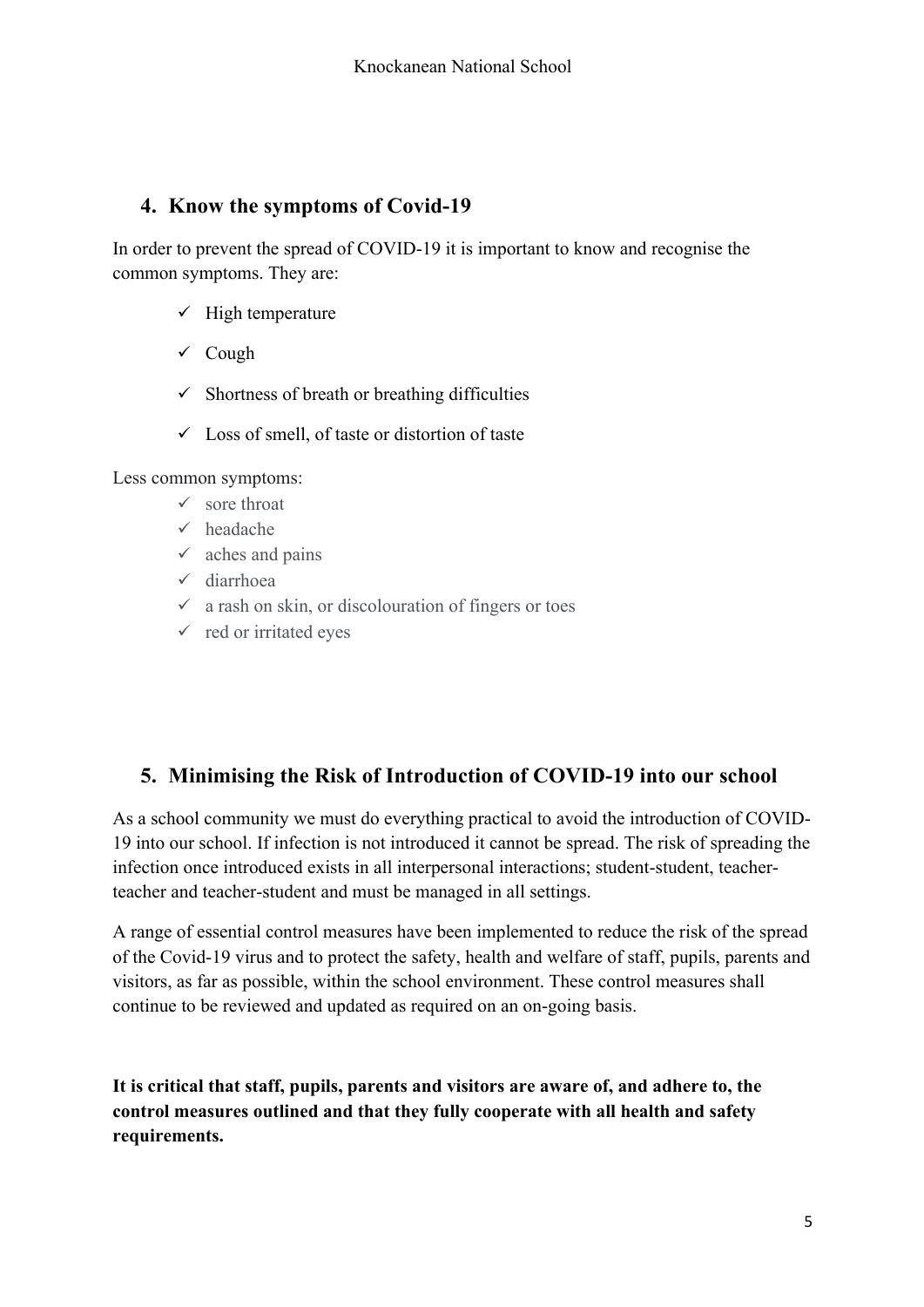## 4. Know the symptoms of Covid-19

In order to prevent the spread of COVID-19 it is important to know and recognise the common symptoms. They are:

- ✓ High temperature
- ✓ Cough
- ✓ Shortness of breath or breathing difficulties
- ✓ Loss of smell, of taste or distortion of taste

Less common symptoms:

- ✓ sore throat
- ✓ headache
- ✓ aches and pains
- ✓ diarrhoea
- ✓ a rash on skin, or discolouration of fingers or toes
- ✓ red or irritated eyes

## 5. Minimising the Risk of Introduction of COVID-19 into our school

As a school community we must do everything practical to avoid the introduction of COVID-19 into our school. If infection is not introduced it cannot be spread. The risk of spreading the infection once introduced exists in all interpersonal interactions; student-student, teacher-teacher and teacher-student and must be managed in all settings.

A range of essential control measures have been implemented to reduce the risk of the spread of the Covid-19 virus and to protect the safety, health and welfare of staff, pupils, parents and visitors, as far as possible, within the school environment. These control measures shall continue to be reviewed and updated as required on an on-going basis.

**It is critical that staff, pupils, parents and visitors are aware of, and adhere to, the control measures outlined and that they fully cooperate with all health and safety requirements.**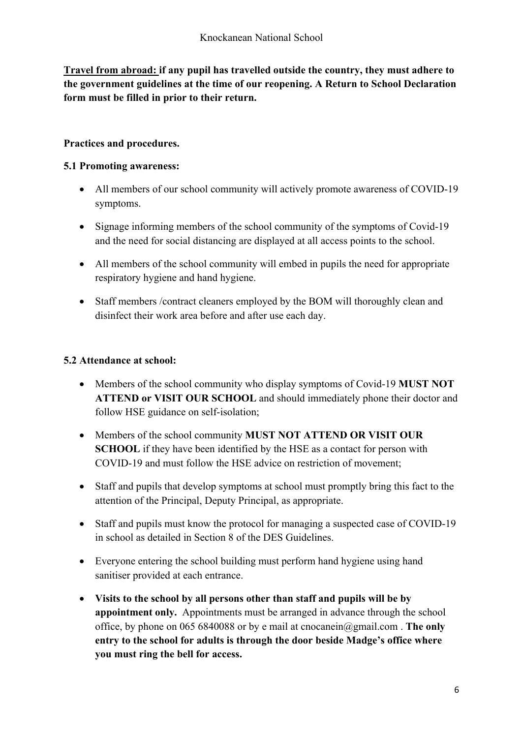**Travel from abroad: if any pupil has travelled outside the country, they must adhere to the government guidelines at the time of our reopening. A Return to School Declaration form must be filled in prior to their return.**

**Practices and procedures.**

**5.1 Promoting awareness:**

- All members of our school community will actively promote awareness of COVID-19 symptoms.
- Signage informing members of the school community of the symptoms of Covid-19 and the need for social distancing are displayed at all access points to the school.
- All members of the school community will embed in pupils the need for appropriate respiratory hygiene and hand hygiene.
- Staff members /contract cleaners employed by the BOM will thoroughly clean and disinfect their work area before and after use each day.

**5.2 Attendance at school:**

- Members of the school community who display symptoms of Covid-19 **MUST NOT ATTEND or VISIT OUR SCHOOL** and should immediately phone their doctor and follow HSE guidance on self-isolation;
- Members of the school community **MUST NOT ATTEND OR VISIT OUR SCHOOL** if they have been identified by the HSE as a contact for person with COVID-19 and must follow the HSE advice on restriction of movement;
- Staff and pupils that develop symptoms at school must promptly bring this fact to the attention of the Principal, Deputy Principal, as appropriate.
- Staff and pupils must know the protocol for managing a suspected case of COVID-19 in school as detailed in Section 8 of the DES Guidelines.
- Everyone entering the school building must perform hand hygiene using hand sanitiser provided at each entrance.
- **Visits to the school by all persons other than staff and pupils will be by appointment only.** Appointments must be arranged in advance through the school office, by phone on 065 6840088 or by e mail at cnocanein@gmail.com . **The only entry to the school for adults is through the door beside Madge's office where you must ring the bell for access.**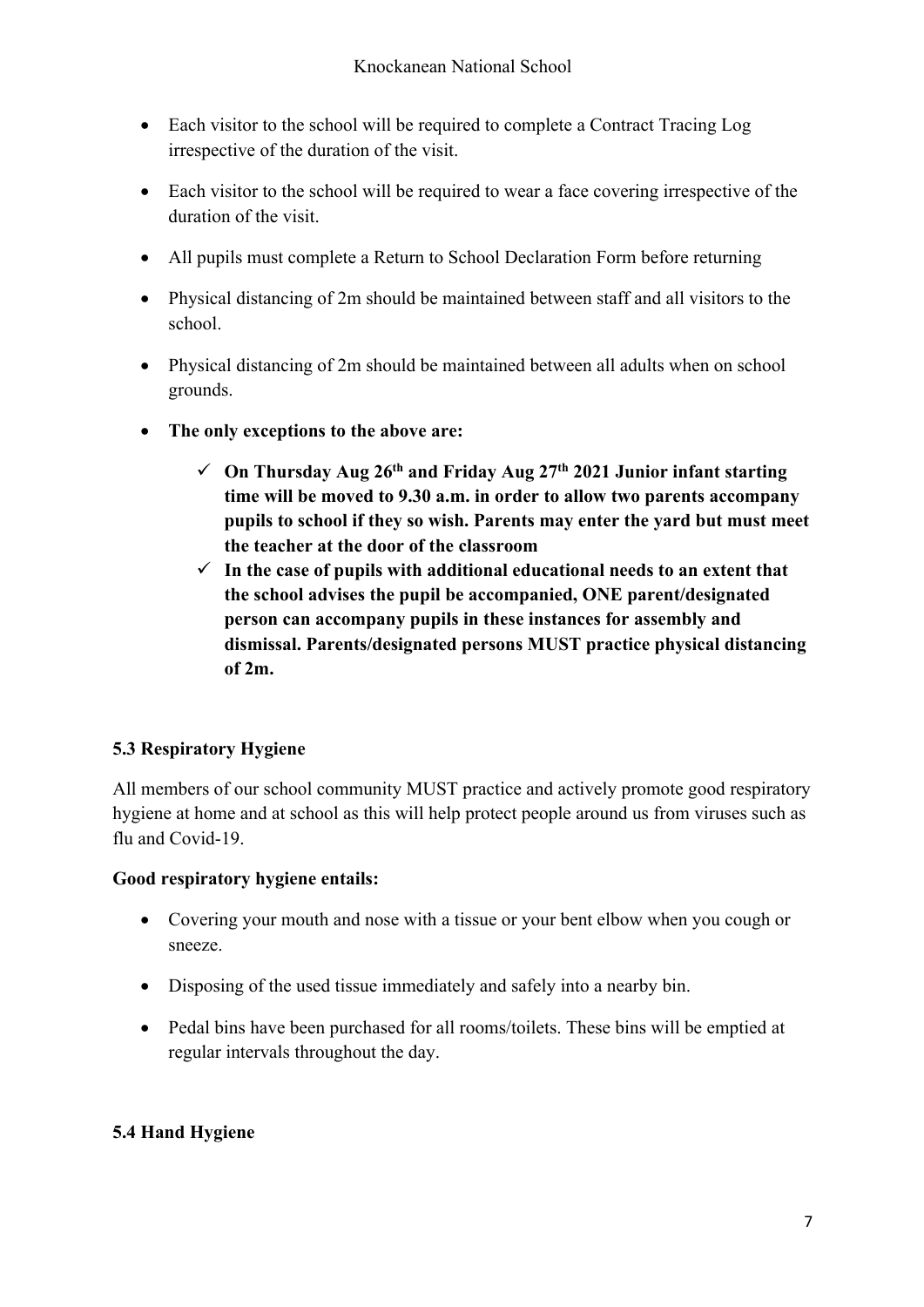- Each visitor to the school will be required to complete a Contract Tracing Log irrespective of the duration of the visit.
- Each visitor to the school will be required to wear a face covering irrespective of the duration of the visit.
- All pupils must complete a Return to School Declaration Form before returning
- Physical distancing of 2m should be maintained between staff and all visitors to the school.
- Physical distancing of 2m should be maintained between all adults when on school grounds.
- **The only exceptions to the above are:**
    - ✓ **On Thursday Aug 26th and Friday Aug 27th 2021 Junior infant starting time will be moved to 9.30 a.m. in order to allow two parents accompany pupils to school if they so wish. Parents may enter the yard but must meet the teacher at the door of the classroom**
    - ✓ **In the case of pupils with additional educational needs to an extent that the school advises the pupil be accompanied, ONE parent/designated person can accompany pupils in these instances for assembly and dismissal. Parents/designated persons MUST practice physical distancing of 2m.**

### 5.3 Respiratory Hygiene

All members of our school community MUST practice and actively promote good respiratory hygiene at home and at school as this will help protect people around us from viruses such as flu and Covid-19.

**Good respiratory hygiene entails:**

- Covering your mouth and nose with a tissue or your bent elbow when you cough or sneeze.
- Disposing of the used tissue immediately and safely into a nearby bin.
- Pedal bins have been purchased for all rooms/toilets. These bins will be emptied at regular intervals throughout the day.

### 5.4 Hand Hygiene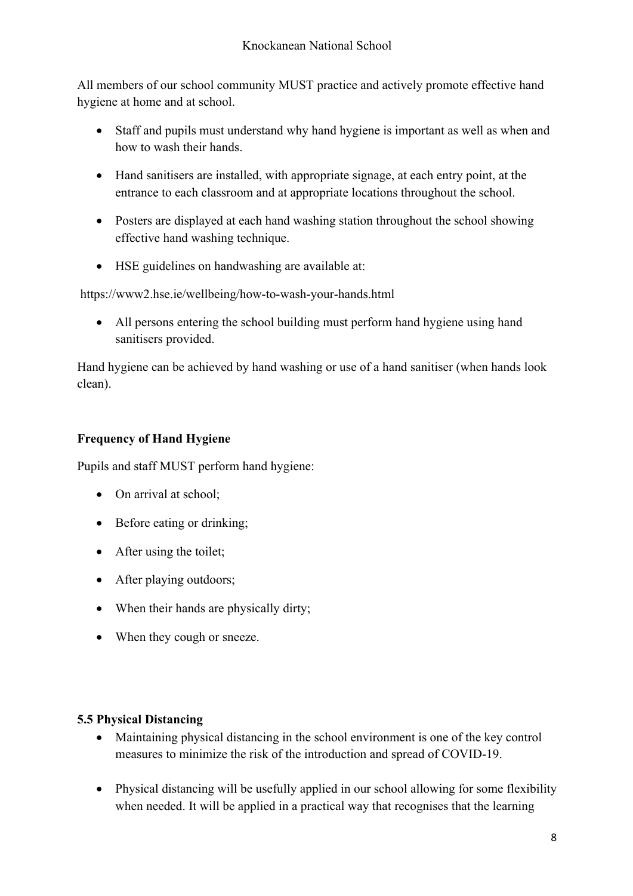All members of our school community MUST practice and actively promote effective hand hygiene at home and at school.

- Staff and pupils must understand why hand hygiene is important as well as when and how to wash their hands.
- Hand sanitisers are installed, with appropriate signage, at each entry point, at the entrance to each classroom and at appropriate locations throughout the school.
- Posters are displayed at each hand washing station throughout the school showing effective hand washing technique.
- HSE guidelines on handwashing are available at:

https://www2.hse.ie/wellbeing/how-to-wash-your-hands.html

- All persons entering the school building must perform hand hygiene using hand sanitisers provided.

Hand hygiene can be achieved by hand washing or use of a hand sanitiser (when hands look clean).

**Frequency of Hand Hygiene**

Pupils and staff MUST perform hand hygiene:

- On arrival at school;
- Before eating or drinking;
- After using the toilet;
- After playing outdoors;
- When their hands are physically dirty;
- When they cough or sneeze.

**5.5 Physical Distancing**

- Maintaining physical distancing in the school environment is one of the key control measures to minimize the risk of the introduction and spread of COVID-19.
- Physical distancing will be usefully applied in our school allowing for some flexibility when needed. It will be applied in a practical way that recognises that the learning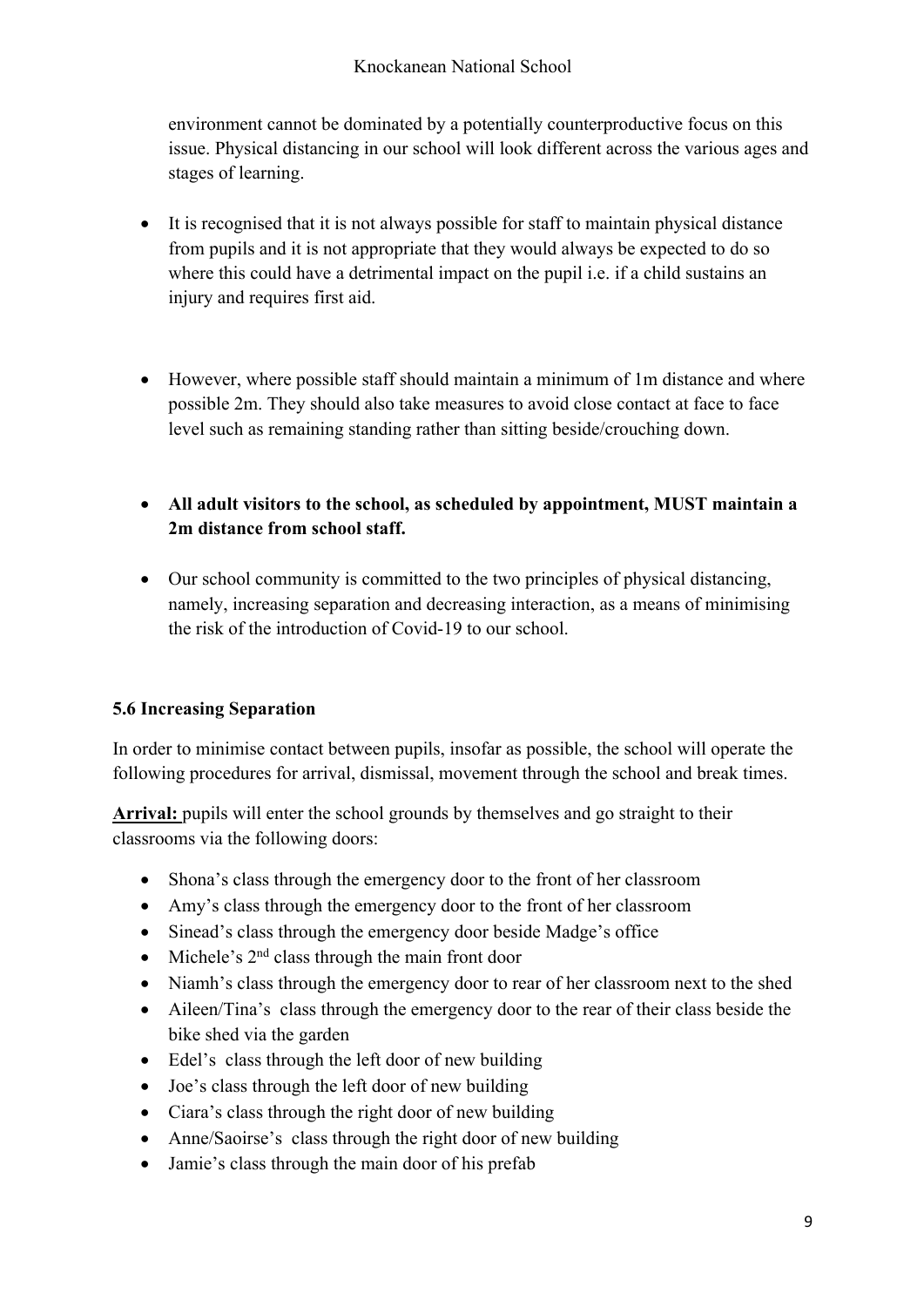environment cannot be dominated by a potentially counterproductive focus on this issue. Physical distancing in our school will look different across the various ages and stages of learning.

- It is recognised that it is not always possible for staff to maintain physical distance from pupils and it is not appropriate that they would always be expected to do so where this could have a detrimental impact on the pupil i.e. if a child sustains an injury and requires first aid.

- However, where possible staff should maintain a minimum of 1m distance and where possible 2m. They should also take measures to avoid close contact at face to face level such as remaining standing rather than sitting beside/crouching down.

- **All adult visitors to the school, as scheduled by appointment, MUST maintain a 2m distance from school staff.**

- Our school community is committed to the two principles of physical distancing, namely, increasing separation and decreasing interaction, as a means of minimising the risk of the introduction of Covid-19 to our school.

### 5.6 Increasing Separation

In order to minimise contact between pupils, insofar as possible, the school will operate the following procedures for arrival, dismissal, movement through the school and break times.

**Arrival:** pupils will enter the school grounds by themselves and go straight to their classrooms via the following doors:

- Shona's class through the emergency door to the front of her classroom
- Amy's class through the emergency door to the front of her classroom
- Sinead's class through the emergency door beside Madge's office
- Michele's 2nd class through the main front door
- Niamh's class through the emergency door to rear of her classroom next to the shed
- Aileen/Tina's class through the emergency door to the rear of their class beside the bike shed via the garden
- Edel's class through the left door of new building
- Joe's class through the left door of new building
- Ciara's class through the right door of new building
- Anne/Saoirse's class through the right door of new building
- Jamie's class through the main door of his prefab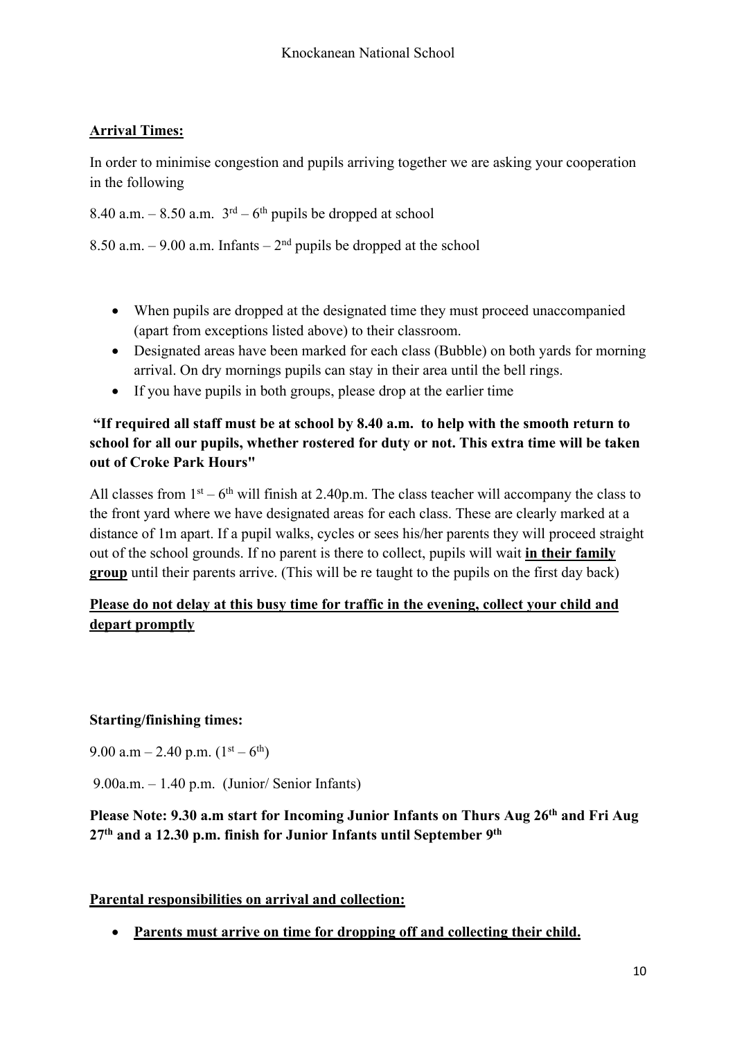**Arrival Times:**

In order to minimise congestion and pupils arriving together we are asking your cooperation in the following

8.40 a.m. – 8.50 a.m. 3rd – 6th pupils be dropped at school

8.50 a.m. – 9.00 a.m. Infants – 2nd pupils be dropped at the school

- When pupils are dropped at the designated time they must proceed unaccompanied (apart from exceptions listed above) to their classroom.
- Designated areas have been marked for each class (Bubble) on both yards for morning arrival. On dry mornings pupils can stay in their area until the bell rings.
- If you have pupils in both groups, please drop at the earlier time

**"If required all staff must be at school by 8.40 a.m. to help with the smooth return to school for all our pupils, whether rostered for duty or not. This extra time will be taken out of Croke Park Hours"**

All classes from 1st – 6th will finish at 2.40p.m. The class teacher will accompany the class to the front yard where we have designated areas for each class. These are clearly marked at a distance of 1m apart. If a pupil walks, cycles or sees his/her parents they will proceed straight out of the school grounds. If no parent is there to collect, pupils will wait **in their family group** until their parents arrive. (This will be re taught to the pupils on the first day back)

**Please do not delay at this busy time for traffic in the evening, collect your child and depart promptly**

**Starting/finishing times:**

9.00 a.m – 2.40 p.m. (1st – 6th)

9.00a.m. – 1.40 p.m. (Junior/ Senior Infants)

**Please Note: 9.30 a.m start for Incoming Junior Infants on Thurs Aug 26th and Fri Aug 27th and a 12.30 p.m. finish for Junior Infants until September 9th**

**Parental responsibilities on arrival and collection:**

- **Parents must arrive on time for dropping off and collecting their child.**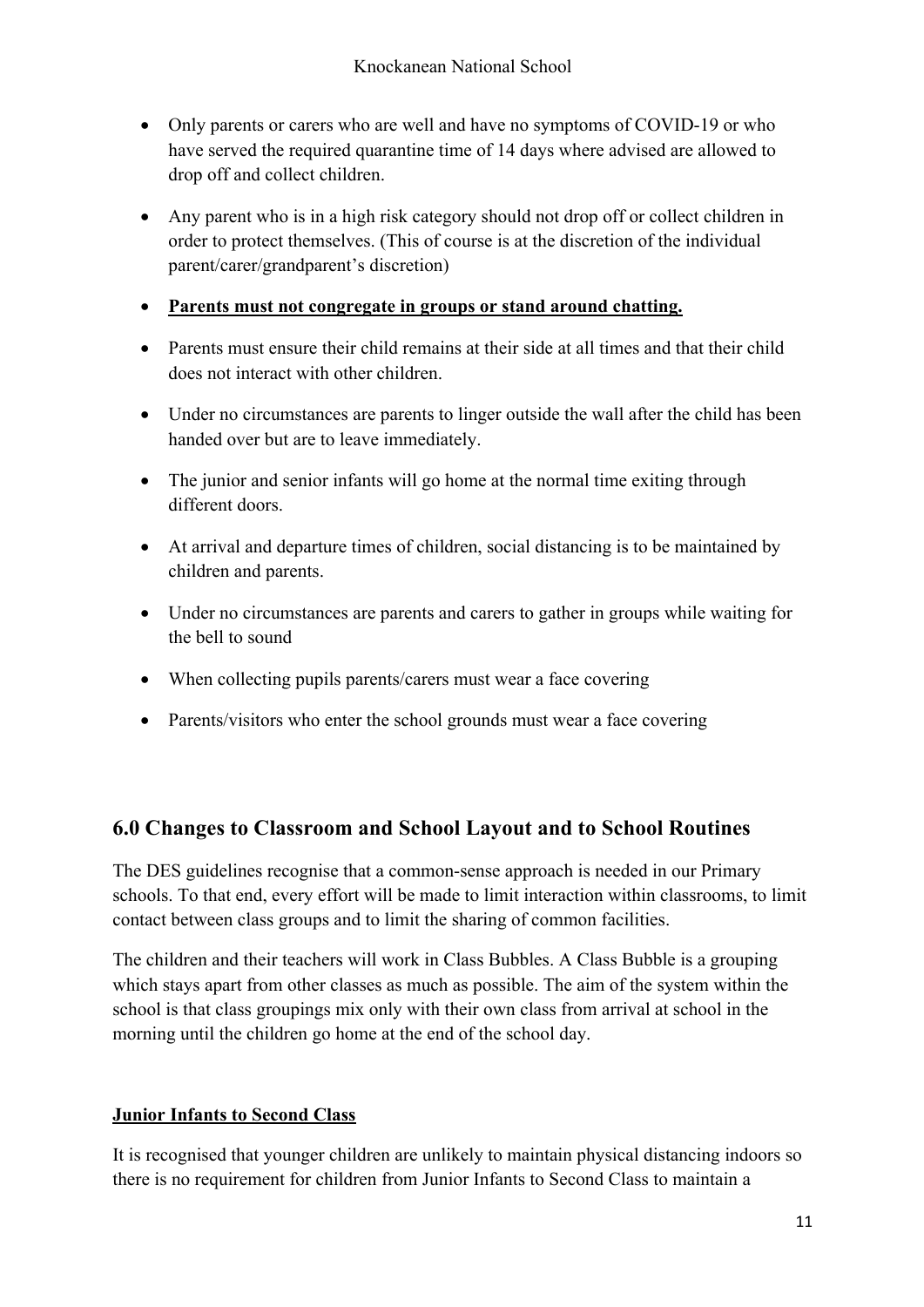- Only parents or carers who are well and have no symptoms of COVID-19 or who have served the required quarantine time of 14 days where advised are allowed to drop off and collect children.
- Any parent who is in a high risk category should not drop off or collect children in order to protect themselves. (This of course is at the discretion of the individual parent/carer/grandparent's discretion)
- **Parents must not congregate in groups or stand around chatting.**
- Parents must ensure their child remains at their side at all times and that their child does not interact with other children.
- Under no circumstances are parents to linger outside the wall after the child has been handed over but are to leave immediately.
- The junior and senior infants will go home at the normal time exiting through different doors.
- At arrival and departure times of children, social distancing is to be maintained by children and parents.
- Under no circumstances are parents and carers to gather in groups while waiting for the bell to sound
- When collecting pupils parents/carers must wear a face covering
- Parents/visitors who enter the school grounds must wear a face covering

## 6.0 Changes to Classroom and School Layout and to School Routines

The DES guidelines recognise that a common-sense approach is needed in our Primary schools. To that end, every effort will be made to limit interaction within classrooms, to limit contact between class groups and to limit the sharing of common facilities.

The children and their teachers will work in Class Bubbles. A Class Bubble is a grouping which stays apart from other classes as much as possible. The aim of the system within the school is that class groupings mix only with their own class from arrival at school in the morning until the children go home at the end of the school day.

**Junior Infants to Second Class**

It is recognised that younger children are unlikely to maintain physical distancing indoors so there is no requirement for children from Junior Infants to Second Class to maintain a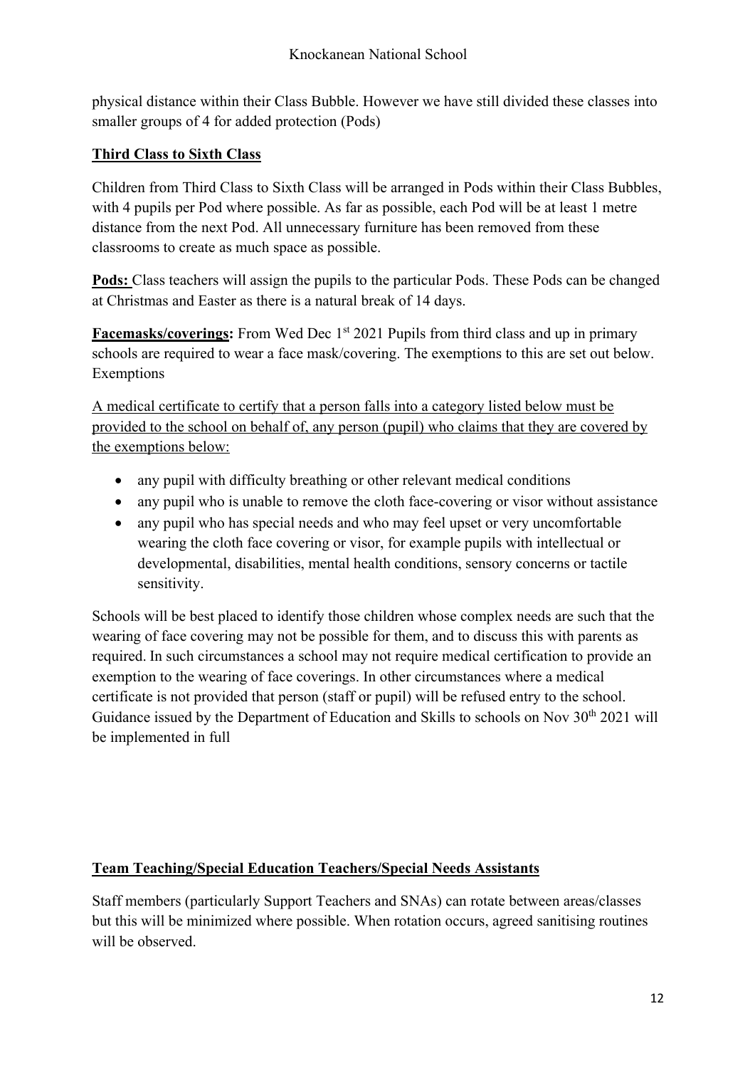physical distance within their Class Bubble. However we have still divided these classes into smaller groups of 4 for added protection (Pods)

## Third Class to Sixth Class

Children from Third Class to Sixth Class will be arranged in Pods within their Class Bubbles, with 4 pupils per Pod where possible. As far as possible, each Pod will be at least 1 metre distance from the next Pod. All unnecessary furniture has been removed from these classrooms to create as much space as possible.

**Pods:** Class teachers will assign the pupils to the particular Pods. These Pods can be changed at Christmas and Easter as there is a natural break of 14 days.

**Facemasks/coverings:** From Wed Dec 1st 2021 Pupils from third class and up in primary schools are required to wear a face mask/covering. The exemptions to this are set out below. Exemptions

A medical certificate to certify that a person falls into a category listed below must be provided to the school on behalf of, any person (pupil) who claims that they are covered by the exemptions below:

- any pupil with difficulty breathing or other relevant medical conditions
- any pupil who is unable to remove the cloth face-covering or visor without assistance
- any pupil who has special needs and who may feel upset or very uncomfortable wearing the cloth face covering or visor, for example pupils with intellectual or developmental, disabilities, mental health conditions, sensory concerns or tactile sensitivity.

Schools will be best placed to identify those children whose complex needs are such that the wearing of face covering may not be possible for them, and to discuss this with parents as required. In such circumstances a school may not require medical certification to provide an exemption to the wearing of face coverings. In other circumstances where a medical certificate is not provided that person (staff or pupil) will be refused entry to the school. Guidance issued by the Department of Education and Skills to schools on Nov 30th 2021 will be implemented in full

## Team Teaching/Special Education Teachers/Special Needs Assistants

Staff members (particularly Support Teachers and SNAs) can rotate between areas/classes but this will be minimized where possible. When rotation occurs, agreed sanitising routines will be observed.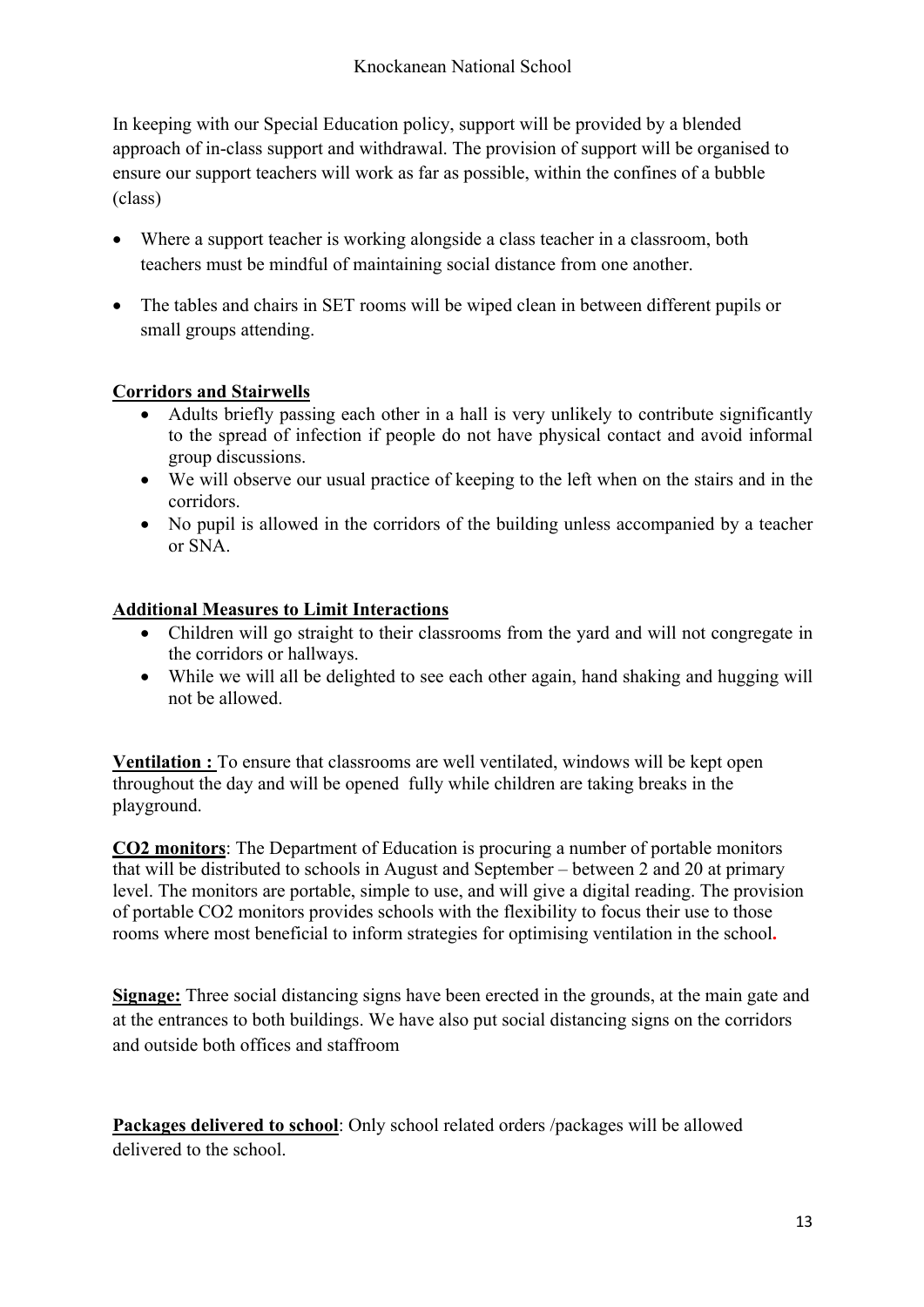In keeping with our Special Education policy, support will be provided by a blended approach of in-class support and withdrawal. The provision of support will be organised to ensure our support teachers will work as far as possible, within the confines of a bubble (class)

- Where a support teacher is working alongside a class teacher in a classroom, both teachers must be mindful of maintaining social distance from one another.
- The tables and chairs in SET rooms will be wiped clean in between different pupils or small groups attending.

**Corridors and Stairwells**

- Adults briefly passing each other in a hall is very unlikely to contribute significantly to the spread of infection if people do not have physical contact and avoid informal group discussions.
- We will observe our usual practice of keeping to the left when on the stairs and in the corridors.
- No pupil is allowed in the corridors of the building unless accompanied by a teacher or SNA.

**Additional Measures to Limit Interactions**

- Children will go straight to their classrooms from the yard and will not congregate in the corridors or hallways.
- While we will all be delighted to see each other again, hand shaking and hugging will not be allowed.

**Ventilation :** To ensure that classrooms are well ventilated, windows will be kept open throughout the day and will be opened fully while children are taking breaks in the playground.

**CO2 monitors**: The Department of Education is procuring a number of portable monitors that will be distributed to schools in August and September – between 2 and 20 at primary level. The monitors are portable, simple to use, and will give a digital reading. The provision of portable CO2 monitors provides schools with the flexibility to focus their use to those rooms where most beneficial to inform strategies for optimising ventilation in the school.

**Signage:** Three social distancing signs have been erected in the grounds, at the main gate and at the entrances to both buildings. We have also put social distancing signs on the corridors and outside both offices and staffroom

**Packages delivered to school**: Only school related orders /packages will be allowed delivered to the school.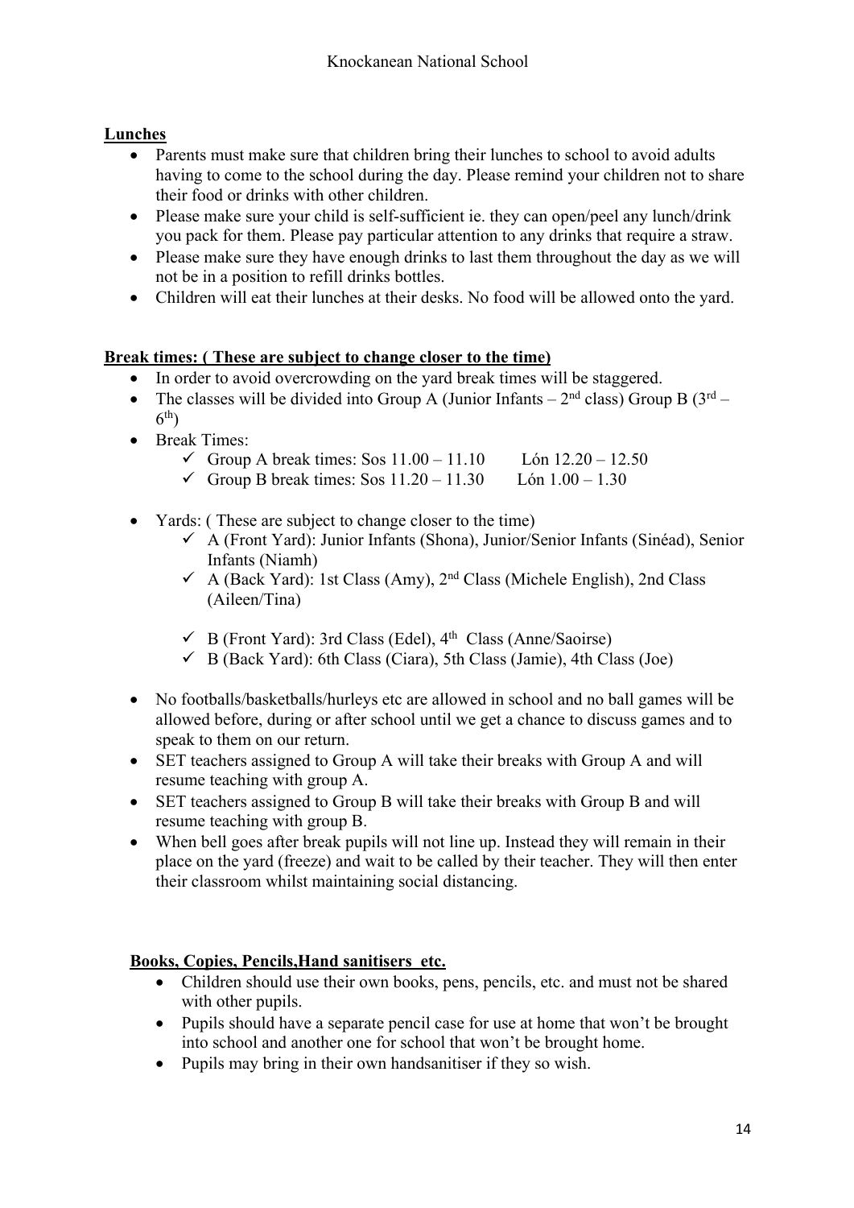**<u>Lunches</u>**

- Parents must make sure that children bring their lunches to school to avoid adults having to come to the school during the day. Please remind your children not to share their food or drinks with other children.
- Please make sure your child is self-sufficient ie. they can open/peel any lunch/drink you pack for them. Please pay particular attention to any drinks that require a straw.
- Please make sure they have enough drinks to last them throughout the day as we will not be in a position to refill drinks bottles.
- Children will eat their lunches at their desks. No food will be allowed onto the yard.

**<u>Break times: ( These are subject to change closer to the time)</u>**

- In order to avoid overcrowding on the yard break times will be staggered.
- The classes will be divided into Group A (Junior Infants – 2nd class) Group B (3rd – 6th)
- Break Times:
  - ✓ Group A break times: Sos 11.00 – 11.10  Lón 12.20 – 12.50
  - ✓ Group B break times: Sos 11.20 – 11.30  Lón 1.00 – 1.30
- Yards: ( These are subject to change closer to the time)
  - ✓ A (Front Yard): Junior Infants (Shona), Junior/Senior Infants (Sinéad), Senior Infants (Niamh)
  - ✓ A (Back Yard): 1st Class (Amy), 2nd Class (Michele English), 2nd Class (Aileen/Tina)
  - ✓ B (Front Yard): 3rd Class (Edel), 4th Class (Anne/Saoirse)
  - ✓ B (Back Yard): 6th Class (Ciara), 5th Class (Jamie), 4th Class (Joe)
- No footballs/basketballs/hurleys etc are allowed in school and no ball games will be allowed before, during or after school until we get a chance to discuss games and to speak to them on our return.
- SET teachers assigned to Group A will take their breaks with Group A and will resume teaching with group A.
- SET teachers assigned to Group B will take their breaks with Group B and will resume teaching with group B.
- When bell goes after break pupils will not line up. Instead they will remain in their place on the yard (freeze) and wait to be called by their teacher. They will then enter their classroom whilst maintaining social distancing.

**<u>Books, Copies, Pencils,Hand sanitisers etc.</u>**

- Children should use their own books, pens, pencils, etc. and must not be shared with other pupils.
- Pupils should have a separate pencil case for use at home that won't be brought into school and another one for school that won't be brought home.
- Pupils may bring in their own handsanitiser if they so wish.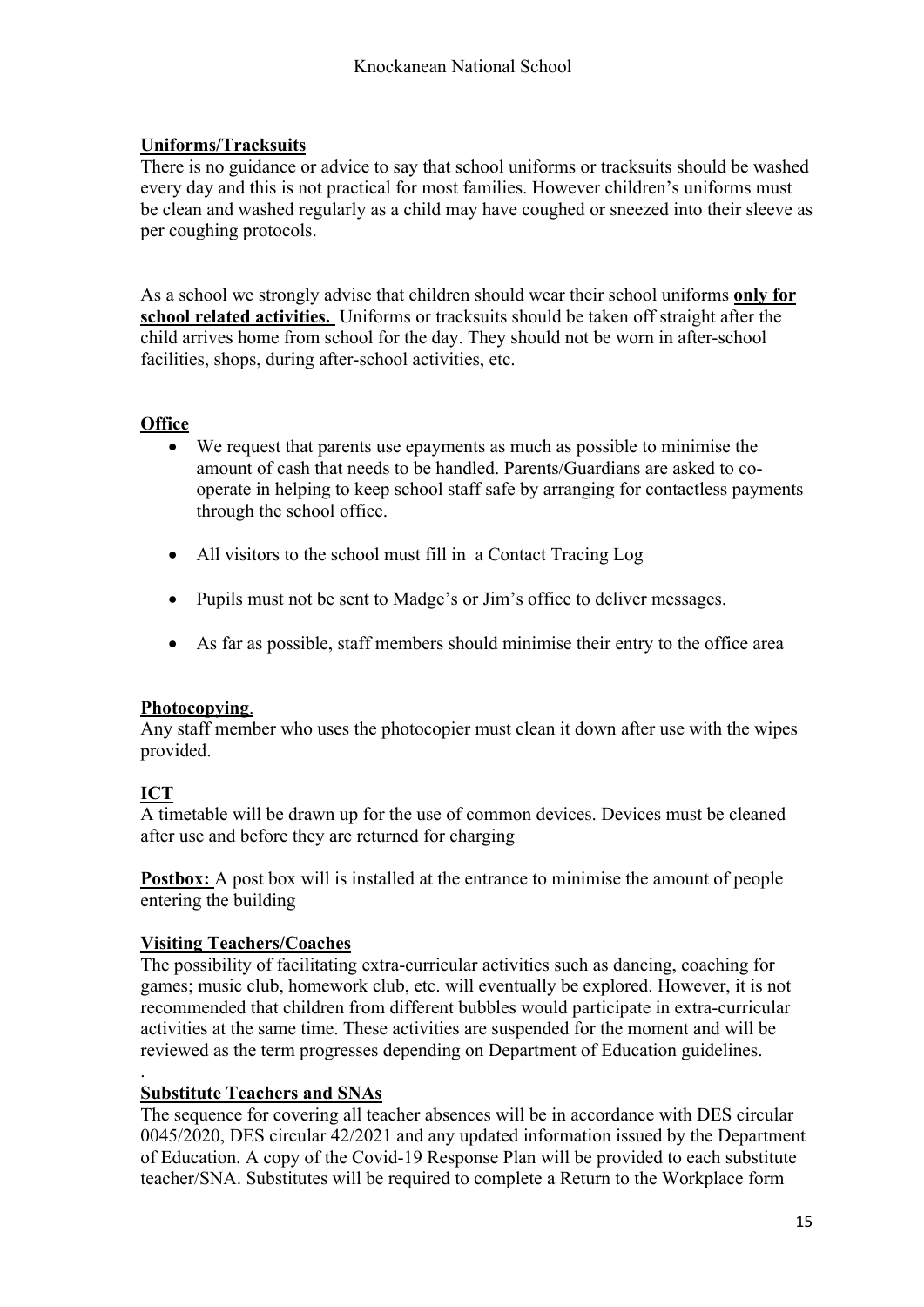## Uniforms/Tracksuits

There is no guidance or advice to say that school uniforms or tracksuits should be washed every day and this is not practical for most families. However children's uniforms must be clean and washed regularly as a child may have coughed or sneezed into their sleeve as per coughing protocols.

As a school we strongly advise that children should wear their school uniforms **only for school related activities.** Uniforms or tracksuits should be taken off straight after the child arrives home from school for the day. They should not be worn in after-school facilities, shops, during after-school activities, etc.

## Office

- We request that parents use epayments as much as possible to minimise the amount of cash that needs to be handled. Parents/Guardians are asked to co-operate in helping to keep school staff safe by arranging for contactless payments through the school office.
- All visitors to the school must fill in a Contact Tracing Log
- Pupils must not be sent to Madge's or Jim's office to deliver messages.
- As far as possible, staff members should minimise their entry to the office area

## Photocopying.

Any staff member who uses the photocopier must clean it down after use with the wipes provided.

## ICT

A timetable will be drawn up for the use of common devices. Devices must be cleaned after use and before they are returned for charging

**Postbox:** A post box will is installed at the entrance to minimise the amount of people entering the building

## Visiting Teachers/Coaches

The possibility of facilitating extra-curricular activities such as dancing, coaching for games; music club, homework club, etc. will eventually be explored. However, it is not recommended that children from different bubbles would participate in extra-curricular activities at the same time. These activities are suspended for the moment and will be reviewed as the term progresses depending on Department of Education guidelines.

## Substitute Teachers and SNAs

The sequence for covering all teacher absences will be in accordance with DES circular 0045/2020, DES circular 42/2021 and any updated information issued by the Department of Education. A copy of the Covid-19 Response Plan will be provided to each substitute teacher/SNA. Substitutes will be required to complete a Return to the Workplace form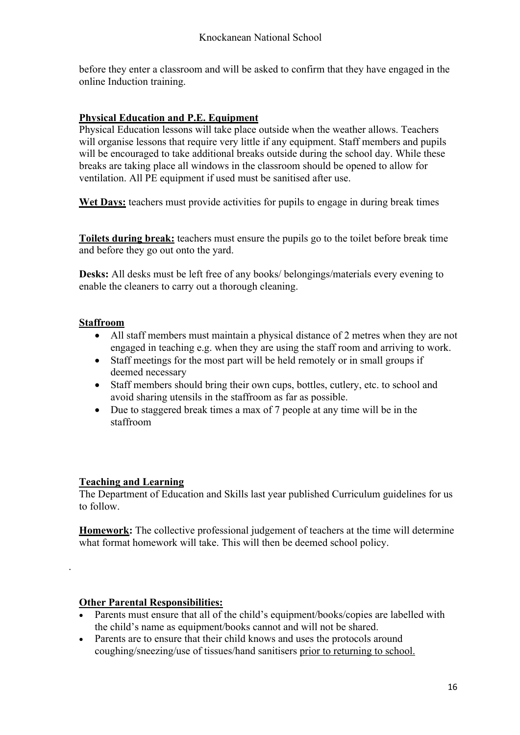before they enter a classroom and will be asked to confirm that they have engaged in the online Induction training.

**Physical Education and P.E. Equipment**

Physical Education lessons will take place outside when the weather allows. Teachers will organise lessons that require very little if any equipment. Staff members and pupils will be encouraged to take additional breaks outside during the school day. While these breaks are taking place all windows in the classroom should be opened to allow for ventilation. All PE equipment if used must be sanitised after use.

**Wet Days:** teachers must provide activities for pupils to engage in during break times

**Toilets during break:** teachers must ensure the pupils go to the toilet before break time and before they go out onto the yard.

**Desks:** All desks must be left free of any books/ belongings/materials every evening to enable the cleaners to carry out a thorough cleaning.

**Staffroom**

- All staff members must maintain a physical distance of 2 metres when they are not engaged in teaching e.g. when they are using the staff room and arriving to work.
- Staff meetings for the most part will be held remotely or in small groups if deemed necessary
- Staff members should bring their own cups, bottles, cutlery, etc. to school and avoid sharing utensils in the staffroom as far as possible.
- Due to staggered break times a max of 7 people at any time will be in the staffroom

**Teaching and Learning**

The Department of Education and Skills last year published Curriculum guidelines for us to follow.

**Homework:** The collective professional judgement of teachers at the time will determine what format homework will take. This will then be deemed school policy.

.

**Other Parental Responsibilities:**

- Parents must ensure that all of the child's equipment/books/copies are labelled with the child's name as equipment/books cannot and will not be shared.
- Parents are to ensure that their child knows and uses the protocols around coughing/sneezing/use of tissues/hand sanitisers prior to returning to school.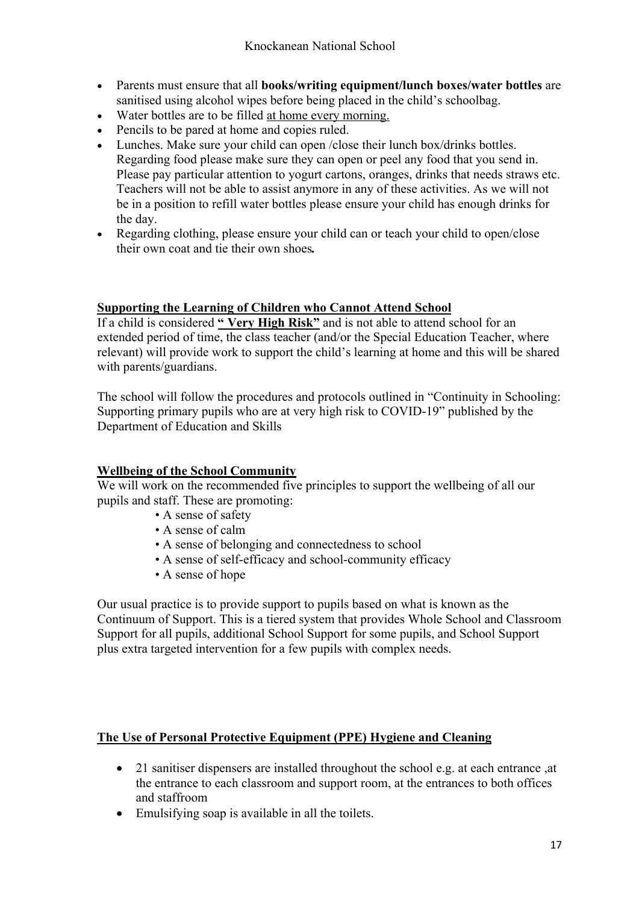- Parents must ensure that all **books/writing equipment/lunch boxes/water bottles** are sanitised using alcohol wipes before being placed in the child's schoolbag.
- Water bottles are to be filled at home every morning.
- Pencils to be pared at home and copies ruled.
- Lunches. Make sure your child can open /close their lunch box/drinks bottles. Regarding food please make sure they can open or peel any food that you send in. Please pay particular attention to yogurt cartons, oranges, drinks that needs straws etc. Teachers will not be able to assist anymore in any of these activities. As we will not be in a position to refill water bottles please ensure your child has enough drinks for the day.
- Regarding clothing, please ensure your child can or teach your child to open/close their own coat and tie their own shoes**.**

## Supporting the Learning of Children who Cannot Attend School

If a child is considered **" Very High Risk"** and is not able to attend school for an extended period of time, the class teacher (and/or the Special Education Teacher, where relevant) will provide work to support the child's learning at home and this will be shared with parents/guardians.

The school will follow the procedures and protocols outlined in "Continuity in Schooling: Supporting primary pupils who are at very high risk to COVID-19" published by the Department of Education and Skills

## Wellbeing of the School Community

We will work on the recommended five principles to support the wellbeing of all our pupils and staff. These are promoting:

- A sense of safety
- A sense of calm
- A sense of belonging and connectedness to school
- A sense of self-efficacy and school-community efficacy
- A sense of hope

Our usual practice is to provide support to pupils based on what is known as the Continuum of Support. This is a tiered system that provides Whole School and Classroom Support for all pupils, additional School Support for some pupils, and School Support plus extra targeted intervention for a few pupils with complex needs.

## The Use of Personal Protective Equipment (PPE) Hygiene and Cleaning

- 21 sanitiser dispensers are installed throughout the school e.g. at each entrance ,at the entrance to each classroom and support room, at the entrances to both offices and staffroom
- Emulsifying soap is available in all the toilets.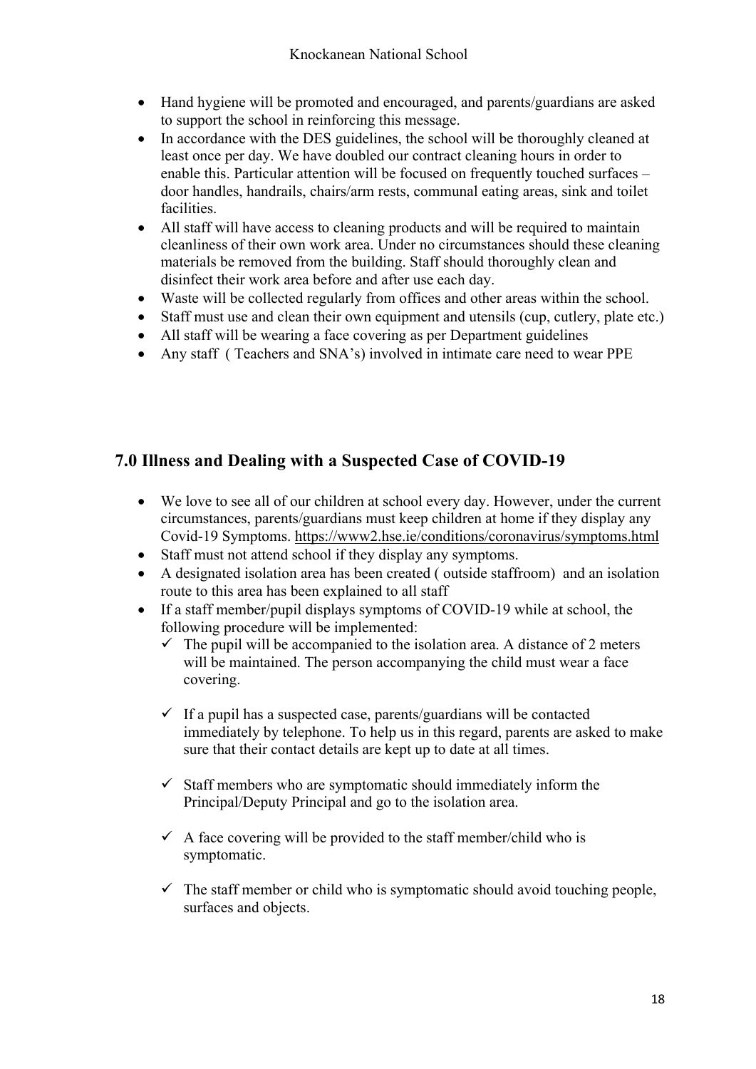- Hand hygiene will be promoted and encouraged, and parents/guardians are asked to support the school in reinforcing this message.
- In accordance with the DES guidelines, the school will be thoroughly cleaned at least once per day. We have doubled our contract cleaning hours in order to enable this. Particular attention will be focused on frequently touched surfaces – door handles, handrails, chairs/arm rests, communal eating areas, sink and toilet facilities.
- All staff will have access to cleaning products and will be required to maintain cleanliness of their own work area. Under no circumstances should these cleaning materials be removed from the building. Staff should thoroughly clean and disinfect their work area before and after use each day.
- Waste will be collected regularly from offices and other areas within the school.
- Staff must use and clean their own equipment and utensils (cup, cutlery, plate etc.)
- All staff will be wearing a face covering as per Department guidelines
- Any staff ( Teachers and SNA's) involved in intimate care need to wear PPE

## 7.0 Illness and Dealing with a Suspected Case of COVID-19

- We love to see all of our children at school every day. However, under the current circumstances, parents/guardians must keep children at home if they display any Covid-19 Symptoms. https://www2.hse.ie/conditions/coronavirus/symptoms.html
- Staff must not attend school if they display any symptoms.
- A designated isolation area has been created ( outside staffroom) and an isolation route to this area has been explained to all staff
- If a staff member/pupil displays symptoms of COVID-19 while at school, the following procedure will be implemented:
  - ✓ The pupil will be accompanied to the isolation area. A distance of 2 meters will be maintained. The person accompanying the child must wear a face covering.
  - ✓ If a pupil has a suspected case, parents/guardians will be contacted immediately by telephone. To help us in this regard, parents are asked to make sure that their contact details are kept up to date at all times.
  - ✓ Staff members who are symptomatic should immediately inform the Principal/Deputy Principal and go to the isolation area.
  - ✓ A face covering will be provided to the staff member/child who is symptomatic.
  - ✓ The staff member or child who is symptomatic should avoid touching people, surfaces and objects.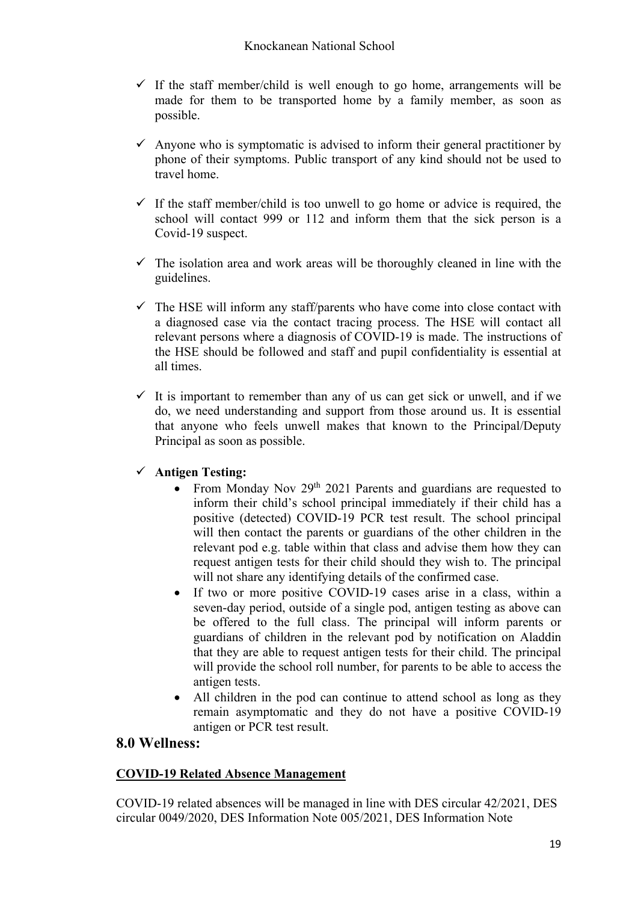- ✓ If the staff member/child is well enough to go home, arrangements will be made for them to be transported home by a family member, as soon as possible.

- ✓ Anyone who is symptomatic is advised to inform their general practitioner by phone of their symptoms. Public transport of any kind should not be used to travel home.

- ✓ If the staff member/child is too unwell to go home or advice is required, the school will contact 999 or 112 and inform them that the sick person is a Covid-19 suspect.

- ✓ The isolation area and work areas will be thoroughly cleaned in line with the guidelines.

- ✓ The HSE will inform any staff/parents who have come into close contact with a diagnosed case via the contact tracing process. The HSE will contact all relevant persons where a diagnosis of COVID-19 is made. The instructions of the HSE should be followed and staff and pupil confidentiality is essential at all times.

- ✓ It is important to remember than any of us can get sick or unwell, and if we do, we need understanding and support from those around us. It is essential that anyone who feels unwell makes that known to the Principal/Deputy Principal as soon as possible.

- ✓ **Antigen Testing:**
  - From Monday Nov 29th 2021 Parents and guardians are requested to inform their child's school principal immediately if their child has a positive (detected) COVID-19 PCR test result. The school principal will then contact the parents or guardians of the other children in the relevant pod e.g. table within that class and advise them how they can request antigen tests for their child should they wish to. The principal will not share any identifying details of the confirmed case.
  - If two or more positive COVID-19 cases arise in a class, within a seven-day period, outside of a single pod, antigen testing as above can be offered to the full class. The principal will inform parents or guardians of children in the relevant pod by notification on Aladdin that they are able to request antigen tests for their child. The principal will provide the school roll number, for parents to be able to access the antigen tests.
  - All children in the pod can continue to attend school as long as they remain asymptomatic and they do not have a positive COVID-19 antigen or PCR test result.

## 8.0 Wellness:

**COVID-19 Related Absence Management**

COVID-19 related absences will be managed in line with DES circular 42/2021, DES circular 0049/2020, DES Information Note 005/2021, DES Information Note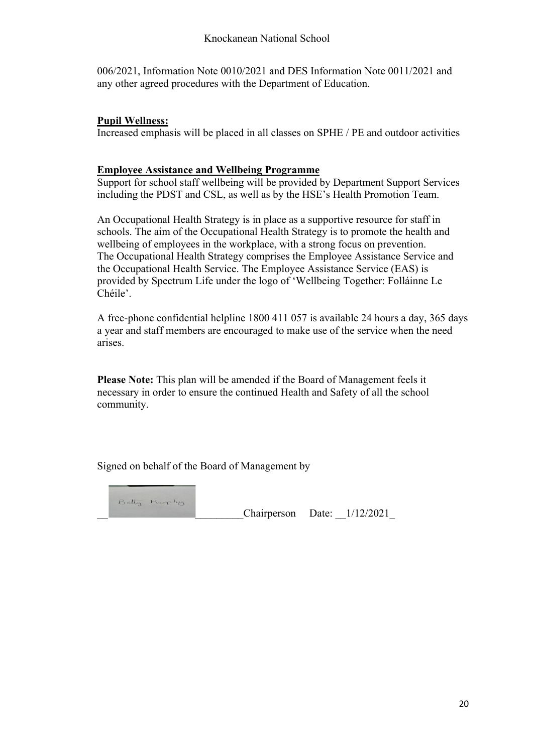006/2021, Information Note 0010/2021 and DES Information Note 0011/2021 and any other agreed procedures with the Department of Education.

**Pupil Wellness:**

Increased emphasis will be placed in all classes on SPHE / PE and outdoor activities

**Employee Assistance and Wellbeing Programme**

Support for school staff wellbeing will be provided by Department Support Services including the PDST and CSL, as well as by the HSE's Health Promotion Team.

An Occupational Health Strategy is in place as a supportive resource for staff in schools. The aim of the Occupational Health Strategy is to promote the health and wellbeing of employees in the workplace, with a strong focus on prevention. The Occupational Health Strategy comprises the Employee Assistance Service and the Occupational Health Service. The Employee Assistance Service (EAS) is provided by Spectrum Life under the logo of 'Wellbeing Together: Folláinne Le Chéile'.

A free-phone confidential helpline 1800 411 057 is available 24 hours a day, 365 days a year and staff members are encouraged to make use of the service when the need arises.

**Please Note:** This plan will be amended if the Board of Management feels it necessary in order to ensure the continued Health and Safety of all the school community.

Signed on behalf of the Board of Management by

Betty Murphy __________ Chairperson Date: 1/12/2021